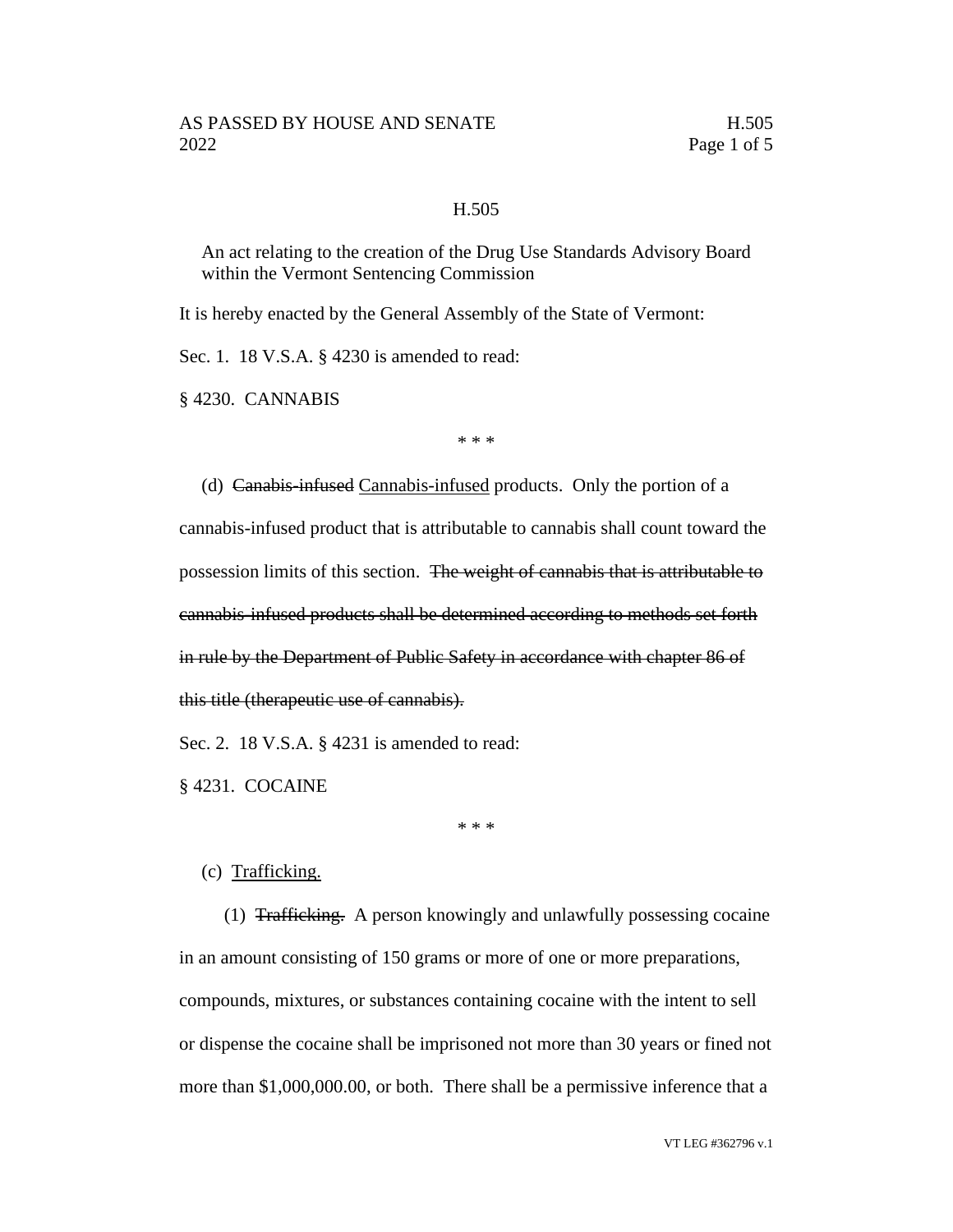# H.505

An act relating to the creation of the Drug Use Standards Advisory Board within the Vermont Sentencing Commission

It is hereby enacted by the General Assembly of the State of Vermont:

Sec. 1. 18 V.S.A. § 4230 is amended to read:

§ 4230. CANNABIS

\* \* \*

(d) ~~Canabis-infused~~ <u>Cannabis-infused</u> products. Only the portion of a cannabis-infused product that is attributable to cannabis shall count toward the possession limits of this section. ~~The weight of cannabis that is attributable to cannabis-infused products shall be determined according to methods set forth in rule by the Department of Public Safety in accordance with chapter 86 of this title (therapeutic use of cannabis).~~

Sec. 2. 18 V.S.A. § 4231 is amended to read:

§ 4231. COCAINE

\* \* \*

(c) <u>Trafficking.</u>

(1) ~~Trafficking.~~ A person knowingly and unlawfully possessing cocaine in an amount consisting of 150 grams or more of one or more preparations, compounds, mixtures, or substances containing cocaine with the intent to sell or dispense the cocaine shall be imprisoned not more than 30 years or fined not more than $1,000,000.00, or both. There shall be a permissive inference that a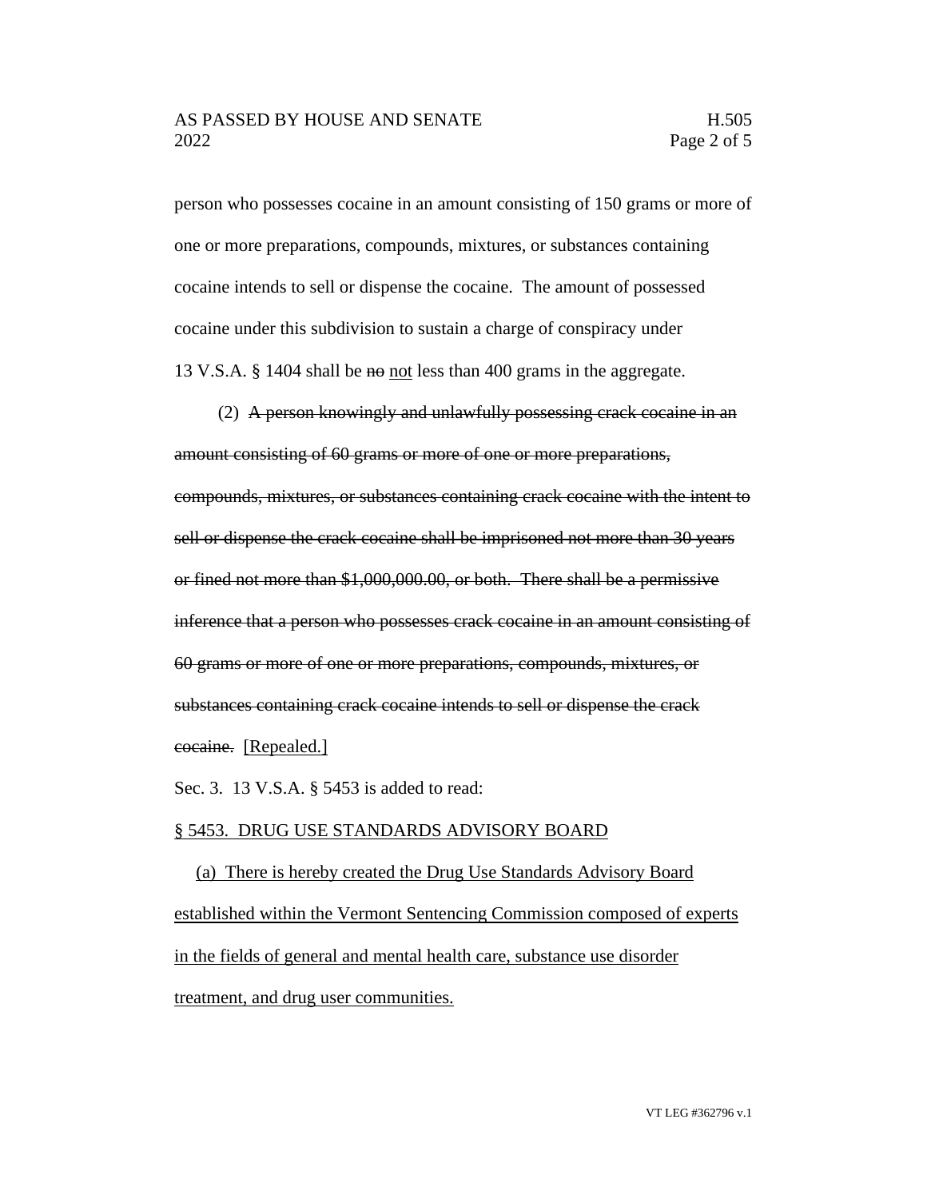person who possesses cocaine in an amount consisting of 150 grams or more of one or more preparations, compounds, mixtures, or substances containing cocaine intends to sell or dispense the cocaine. The amount of possessed cocaine under this subdivision to sustain a charge of conspiracy under 13 V.S.A. § 1404 shall be ~~no~~ <u>not</u> less than 400 grams in the aggregate.

(2) ~~A person knowingly and unlawfully possessing crack cocaine in an amount consisting of 60 grams or more of one or more preparations, compounds, mixtures, or substances containing crack cocaine with the intent to sell or dispense the crack cocaine shall be imprisoned not more than 30 years or fined not more than $1,000,000.00, or both. There shall be a permissive inference that a person who possesses crack cocaine in an amount consisting of 60 grams or more of one or more preparations, compounds, mixtures, or substances containing crack cocaine intends to sell or dispense the crack cocaine.~~ <u>[Repealed.]</u>

Sec. 3. 13 V.S.A. § 5453 is added to read:

<u>§ 5453. DRUG USE STANDARDS ADVISORY BOARD</u>

<u>(a) There is hereby created the Drug Use Standards Advisory Board established within the Vermont Sentencing Commission composed of experts in the fields of general and mental health care, substance use disorder treatment, and drug user communities.</u>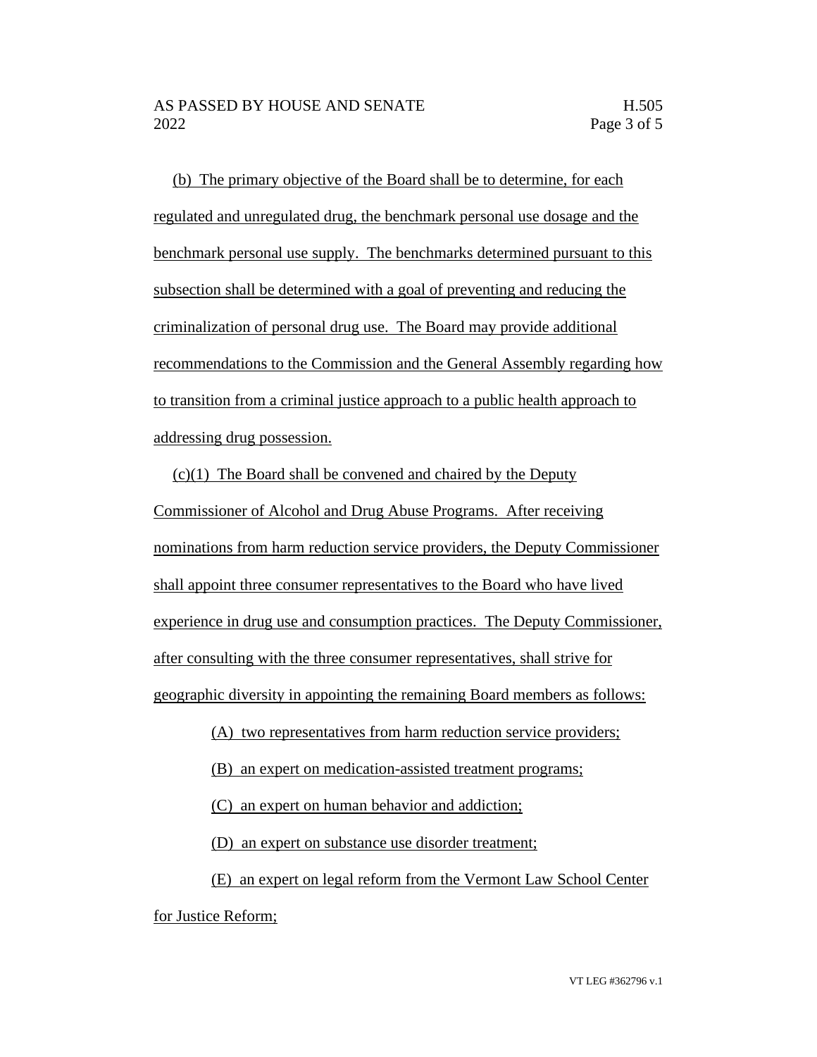(b) The primary objective of the Board shall be to determine, for each regulated and unregulated drug, the benchmark personal use dosage and the benchmark personal use supply. The benchmarks determined pursuant to this subsection shall be determined with a goal of preventing and reducing the criminalization of personal drug use. The Board may provide additional recommendations to the Commission and the General Assembly regarding how to transition from a criminal justice approach to a public health approach to addressing drug possession.

(c)(1) The Board shall be convened and chaired by the Deputy Commissioner of Alcohol and Drug Abuse Programs. After receiving nominations from harm reduction service providers, the Deputy Commissioner shall appoint three consumer representatives to the Board who have lived experience in drug use and consumption practices. The Deputy Commissioner, after consulting with the three consumer representatives, shall strive for geographic diversity in appointing the remaining Board members as follows:

(A) two representatives from harm reduction service providers;

(B) an expert on medication-assisted treatment programs;

(C) an expert on human behavior and addiction;

(D) an expert on substance use disorder treatment;

(E) an expert on legal reform from the Vermont Law School Center for Justice Reform;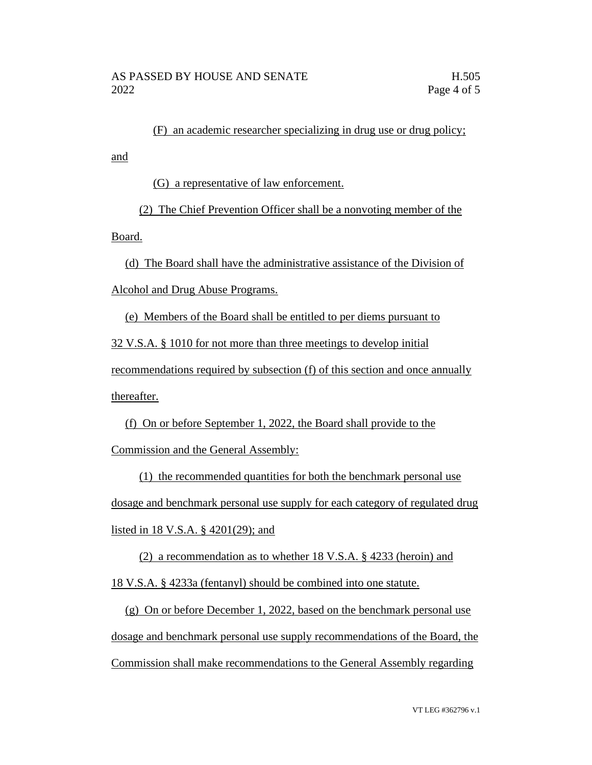(F) an academic researcher specializing in drug use or drug policy; and

(G) a representative of law enforcement.

(2) The Chief Prevention Officer shall be a nonvoting member of the Board.

(d) The Board shall have the administrative assistance of the Division of Alcohol and Drug Abuse Programs.

(e) Members of the Board shall be entitled to per diems pursuant to 32 V.S.A. § 1010 for not more than three meetings to develop initial recommendations required by subsection (f) of this section and once annually thereafter.

(f) On or before September 1, 2022, the Board shall provide to the Commission and the General Assembly:

(1) the recommended quantities for both the benchmark personal use dosage and benchmark personal use supply for each category of regulated drug listed in 18 V.S.A. § 4201(29); and

(2) a recommendation as to whether 18 V.S.A. § 4233 (heroin) and 18 V.S.A. § 4233a (fentanyl) should be combined into one statute.

(g) On or before December 1, 2022, based on the benchmark personal use dosage and benchmark personal use supply recommendations of the Board, the Commission shall make recommendations to the General Assembly regarding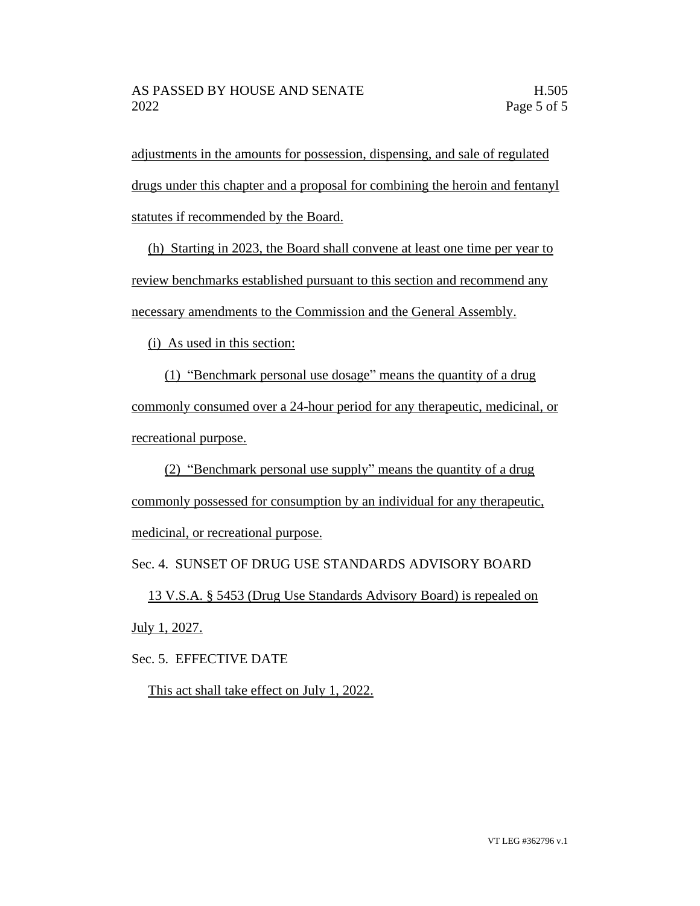adjustments in the amounts for possession, dispensing, and sale of regulated drugs under this chapter and a proposal for combining the heroin and fentanyl statutes if recommended by the Board.

(h) Starting in 2023, the Board shall convene at least one time per year to review benchmarks established pursuant to this section and recommend any necessary amendments to the Commission and the General Assembly.

(i) As used in this section:

(1) "Benchmark personal use dosage" means the quantity of a drug commonly consumed over a 24-hour period for any therapeutic, medicinal, or recreational purpose.

(2) "Benchmark personal use supply" means the quantity of a drug commonly possessed for consumption by an individual for any therapeutic, medicinal, or recreational purpose.

Sec. 4. SUNSET OF DRUG USE STANDARDS ADVISORY BOARD

13 V.S.A. § 5453 (Drug Use Standards Advisory Board) is repealed on July 1, 2027.

Sec. 5. EFFECTIVE DATE

This act shall take effect on July 1, 2022.